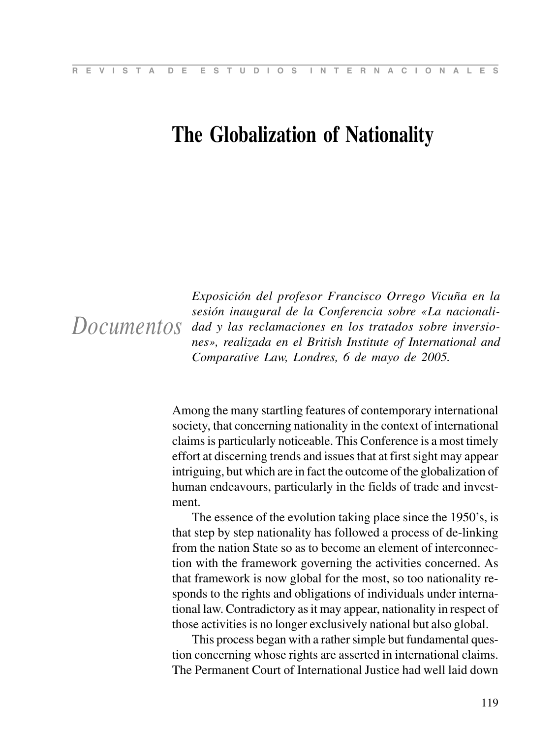# The Globalization of Nationality

*Documentos*

*Exposición del profesor Francisco Orrego Vicuña en la sesión inaugural de la Conferencia sobre «La nacionalidad y las reclamaciones en los tratados sobre inversiones», realizada en el British Institute of International and Comparative Law, Londres, 6 de mayo de 2005.*

Among the many startling features of contemporary international society, that concerning nationality in the context of international claims is particularly noticeable. This Conference is a most timely effort at discerning trends and issues that at first sight may appear intriguing, but which are in fact the outcome of the globalization of human endeavours, particularly in the fields of trade and investment.

The essence of the evolution taking place since the 1950's, is that step by step nationality has followed a process of de-linking from the nation State so as to become an element of interconnection with the framework governing the activities concerned. As that framework is now global for the most, so too nationality responds to the rights and obligations of individuals under international law. Contradictory as it may appear, nationality in respect of those activities is no longer exclusively national but also global.

This process began with a rather simple but fundamental question concerning whose rights are asserted in international claims. The Permanent Court of International Justice had well laid down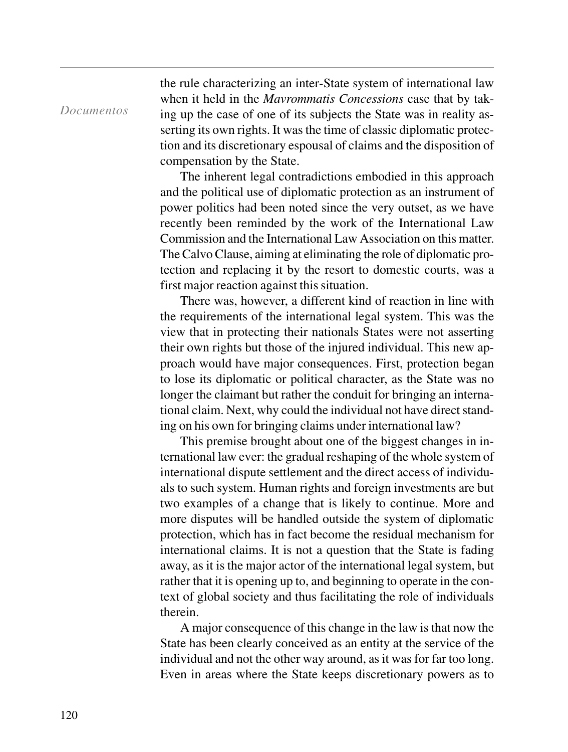the rule characterizing an inter-State system of international law when it held in the *Mavrommatis Concessions* case that by taking up the case of one of its subjects the State was in reality asserting its own rights. It was the time of classic diplomatic protection and its discretionary espousal of claims and the disposition of compensation by the State.

The inherent legal contradictions embodied in this approach and the political use of diplomatic protection as an instrument of power politics had been noted since the very outset, as we have recently been reminded by the work of the International Law Commission and the International Law Association on this matter. The Calvo Clause, aiming at eliminating the role of diplomatic protection and replacing it by the resort to domestic courts, was a first major reaction against this situation.

There was, however, a different kind of reaction in line with the requirements of the international legal system. This was the view that in protecting their nationals States were not asserting their own rights but those of the injured individual. This new approach would have major consequences. First, protection began to lose its diplomatic or political character, as the State was no longer the claimant but rather the conduit for bringing an international claim. Next, why could the individual not have direct standing on his own for bringing claims under international law?

This premise brought about one of the biggest changes in international law ever: the gradual reshaping of the whole system of international dispute settlement and the direct access of individuals to such system. Human rights and foreign investments are but two examples of a change that is likely to continue. More and more disputes will be handled outside the system of diplomatic protection, which has in fact become the residual mechanism for international claims. It is not a question that the State is fading away, as it is the major actor of the international legal system, but rather that it is opening up to, and beginning to operate in the context of global society and thus facilitating the role of individuals therein.

A major consequence of this change in the law is that now the State has been clearly conceived as an entity at the service of the individual and not the other way around, as it was for far too long. Even in areas where the State keeps discretionary powers as to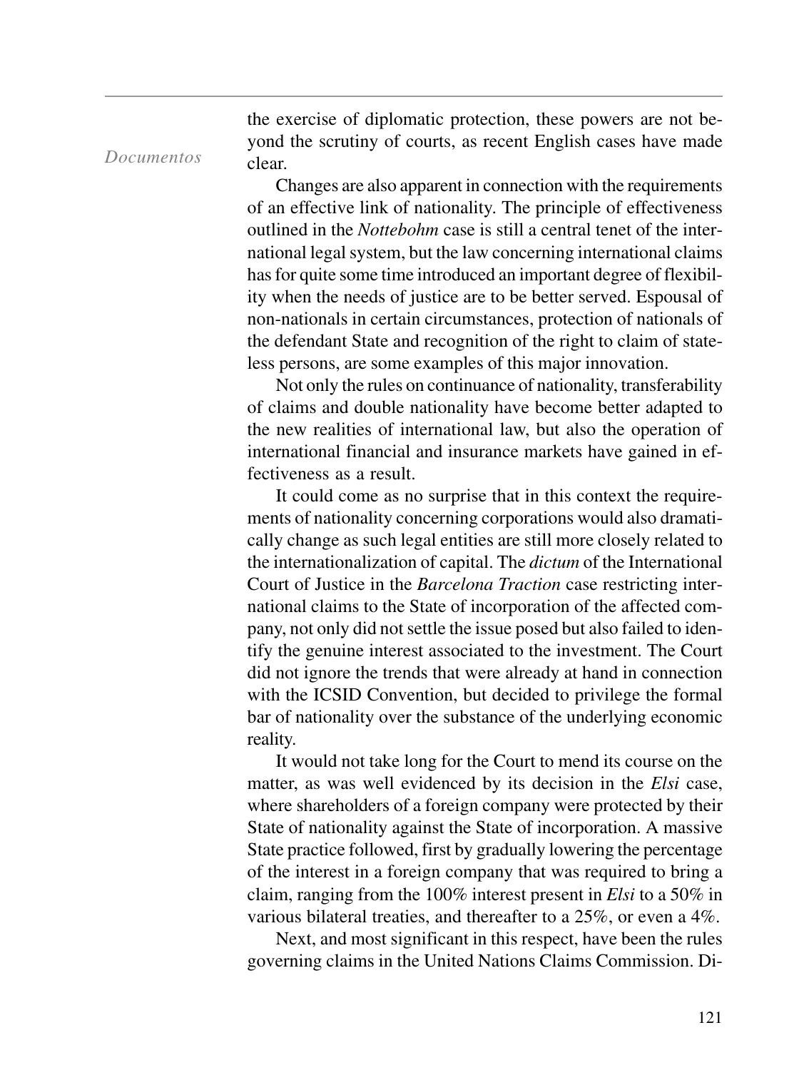the exercise of diplomatic protection, these powers are not beyond the scrutiny of courts, as recent English cases have made clear.

Changes are also apparent in connection with the requirements of an effective link of nationality. The principle of effectiveness outlined in the *Nottebohm* case is still a central tenet of the international legal system, but the law concerning international claims has for quite some time introduced an important degree of flexibility when the needs of justice are to be better served. Espousal of non-nationals in certain circumstances, protection of nationals of the defendant State and recognition of the right to claim of stateless persons, are some examples of this major innovation.

Not only the rules on continuance of nationality, transferability of claims and double nationality have become better adapted to the new realities of international law, but also the operation of international financial and insurance markets have gained in effectiveness as a result.

It could come as no surprise that in this context the requirements of nationality concerning corporations would also dramatically change as such legal entities are still more closely related to the internationalization of capital. The *dictum* of the International Court of Justice in the *Barcelona Traction* case restricting international claims to the State of incorporation of the affected company, not only did not settle the issue posed but also failed to identify the genuine interest associated to the investment. The Court did not ignore the trends that were already at hand in connection with the ICSID Convention, but decided to privilege the formal bar of nationality over the substance of the underlying economic reality.

It would not take long for the Court to mend its course on the matter, as was well evidenced by its decision in the *Elsi* case, where shareholders of a foreign company were protected by their State of nationality against the State of incorporation. A massive State practice followed, first by gradually lowering the percentage of the interest in a foreign company that was required to bring a claim, ranging from the 100% interest present in *Elsi* to a 50% in various bilateral treaties, and thereafter to a 25%, or even a 4%.

Next, and most significant in this respect, have been the rules governing claims in the United Nations Claims Commission. Di-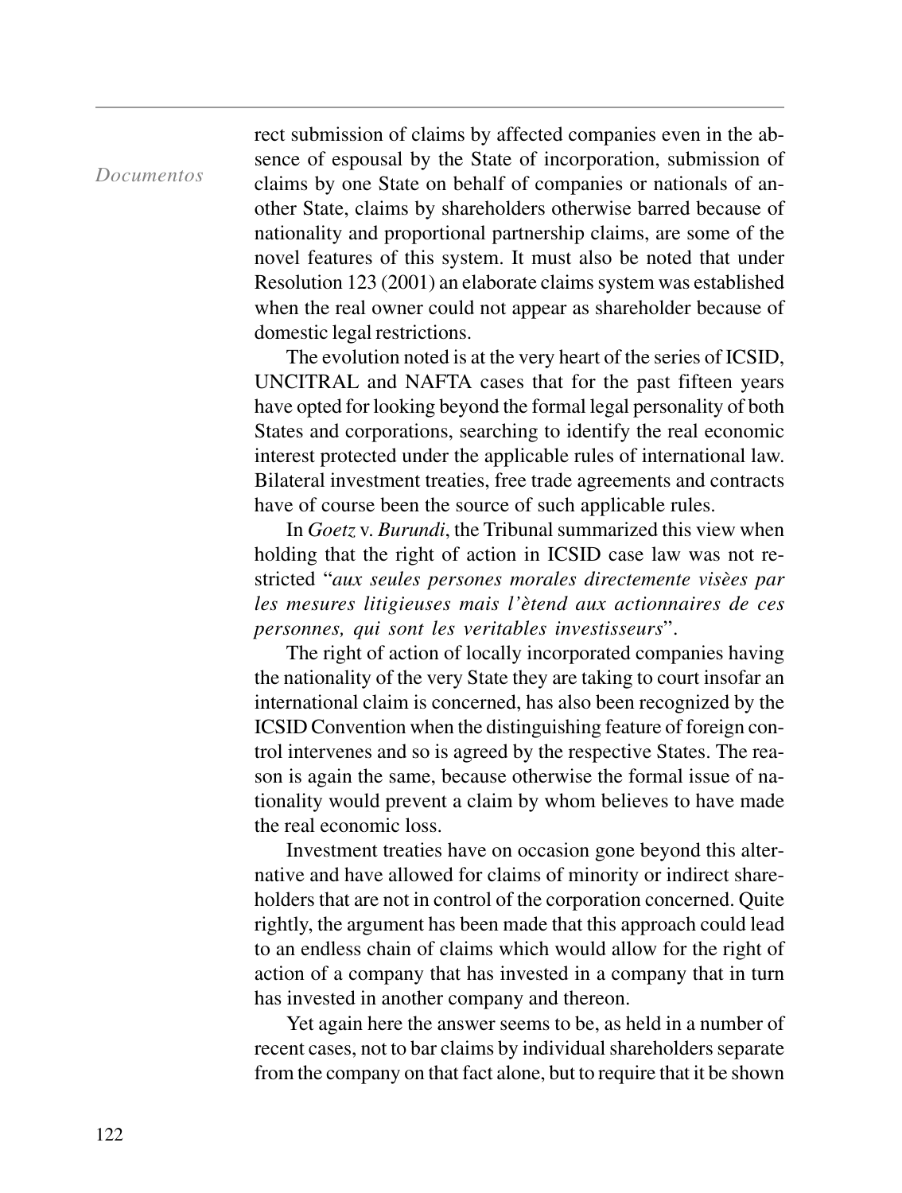rect submission of claims by affected companies even in the absence of espousal by the State of incorporation, submission of claims by one State on behalf of companies or nationals of another State, claims by shareholders otherwise barred because of nationality and proportional partnership claims, are some of the novel features of this system. It must also be noted that under Resolution 123 (2001) an elaborate claims system was established when the real owner could not appear as shareholder because of domestic legal restrictions.

The evolution noted is at the very heart of the series of ICSID, UNCITRAL and NAFTA cases that for the past fifteen years have opted for looking beyond the formal legal personality of both States and corporations, searching to identify the real economic interest protected under the applicable rules of international law. Bilateral investment treaties, free trade agreements and contracts have of course been the source of such applicable rules.

In *Goetz* v. *Burundi*, the Tribunal summarized this view when holding that the right of action in ICSID case law was not restricted "*aux seules persones morales directemente visèes par les mesures litigieuses mais l'ètend aux actionnaires de ces personnes, qui sont les veritables investisseurs*".

The right of action of locally incorporated companies having the nationality of the very State they are taking to court insofar an international claim is concerned, has also been recognized by the ICSID Convention when the distinguishing feature of foreign control intervenes and so is agreed by the respective States. The reason is again the same, because otherwise the formal issue of nationality would prevent a claim by whom believes to have made the real economic loss.

Investment treaties have on occasion gone beyond this alternative and have allowed for claims of minority or indirect shareholders that are not in control of the corporation concerned. Quite rightly, the argument has been made that this approach could lead to an endless chain of claims which would allow for the right of action of a company that has invested in a company that in turn has invested in another company and thereon.

Yet again here the answer seems to be, as held in a number of recent cases, not to bar claims by individual shareholders separate from the company on that fact alone, but to require that it be shown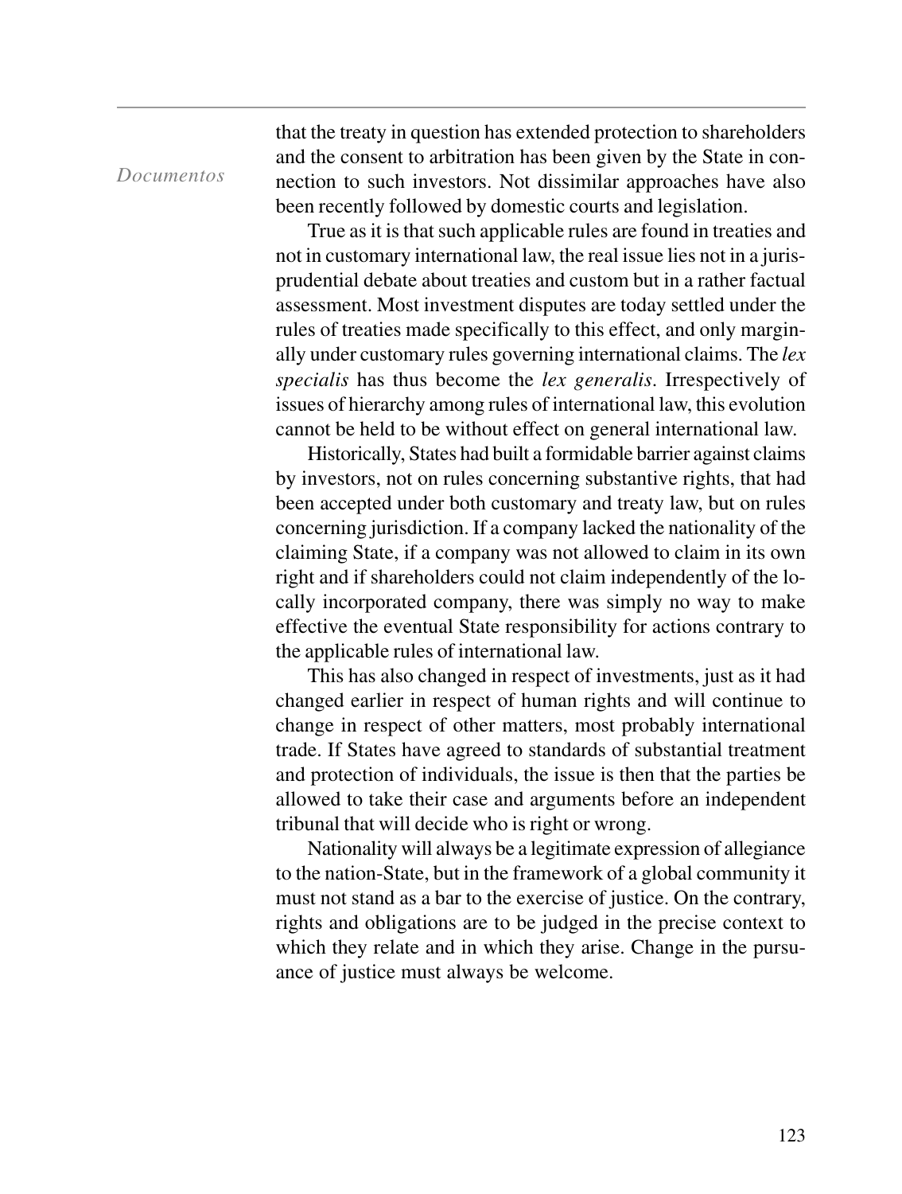that the treaty in question has extended protection to shareholders and the consent to arbitration has been given by the State in connection to such investors. Not dissimilar approaches have also been recently followed by domestic courts and legislation.

True as it is that such applicable rules are found in treaties and not in customary international law, the real issue lies not in a jurisprudential debate about treaties and custom but in a rather factual assessment. Most investment disputes are today settled under the rules of treaties made specifically to this effect, and only marginally under customary rules governing international claims. The *lex specialis* has thus become the *lex generalis*. Irrespectively of issues of hierarchy among rules of international law, this evolution cannot be held to be without effect on general international law.

Historically, States had built a formidable barrier against claims by investors, not on rules concerning substantive rights, that had been accepted under both customary and treaty law, but on rules concerning jurisdiction. If a company lacked the nationality of the claiming State, if a company was not allowed to claim in its own right and if shareholders could not claim independently of the locally incorporated company, there was simply no way to make effective the eventual State responsibility for actions contrary to the applicable rules of international law.

This has also changed in respect of investments, just as it had changed earlier in respect of human rights and will continue to change in respect of other matters, most probably international trade. If States have agreed to standards of substantial treatment and protection of individuals, the issue is then that the parties be allowed to take their case and arguments before an independent tribunal that will decide who is right or wrong.

Nationality will always be a legitimate expression of allegiance to the nation-State, but in the framework of a global community it must not stand as a bar to the exercise of justice. On the contrary, rights and obligations are to be judged in the precise context to which they relate and in which they arise. Change in the pursuance of justice must always be welcome.